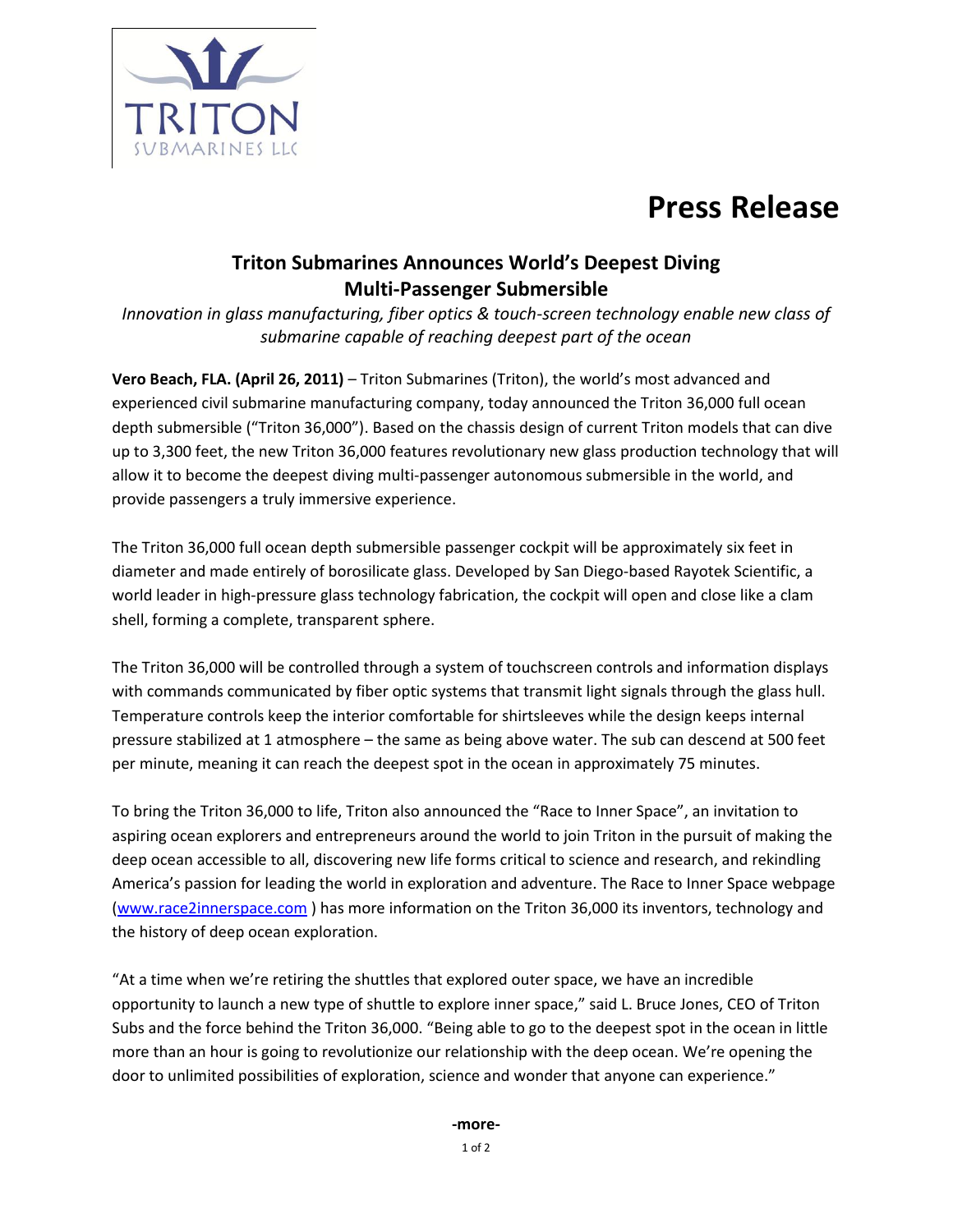# Press Release

## Triton Submarines Announces World's Deepest Diving Multi-Passenger Submersible

*Innovation in glass manufacturing, fiber optics & touch-screen technology enable new class of submarine capable of reaching deepest part of the ocean*

**Vero Beach, FLA. (April 26, 2011)** – Triton Submarines (Triton), the world's most advanced and experienced civil submarine manufacturing company, today announced the Triton 36,000 full ocean depth submersible ("Triton 36,000"). Based on the chassis design of current Triton models that can dive up to 3,300 feet, the new Triton 36,000 features revolutionary new glass production technology that will allow it to become the deepest diving multi-passenger autonomous submersible in the world, and provide passengers a truly immersive experience.

The Triton 36,000 full ocean depth submersible passenger cockpit will be approximately six feet in diameter and made entirely of borosilicate glass. Developed by San Diego-based Rayotek Scientific, a world leader in high-pressure glass technology fabrication, the cockpit will open and close like a clam shell, forming a complete, transparent sphere.

The Triton 36,000 will be controlled through a system of touchscreen controls and information displays with commands communicated by fiber optic systems that transmit light signals through the glass hull. Temperature controls keep the interior comfortable for shirtsleeves while the design keeps internal pressure stabilized at 1 atmosphere – the same as being above water. The sub can descend at 500 feet per minute, meaning it can reach the deepest spot in the ocean in approximately 75 minutes.

To bring the Triton 36,000 to life, Triton also announced the "Race to Inner Space", an invitation to aspiring ocean explorers and entrepreneurs around the world to join Triton in the pursuit of making the deep ocean accessible to all, discovering new life forms critical to science and research, and rekindling America's passion for leading the world in exploration and adventure. The Race to Inner Space webpage (www.race2innerspace.com ) has more information on the Triton 36,000 its inventors, technology and the history of deep ocean exploration.

"At a time when we're retiring the shuttles that explored outer space, we have an incredible opportunity to launch a new type of shuttle to explore inner space," said L. Bruce Jones, CEO of Triton Subs and the force behind the Triton 36,000. "Being able to go to the deepest spot in the ocean in little more than an hour is going to revolutionize our relationship with the deep ocean. We're opening the door to unlimited possibilities of exploration, science and wonder that anyone can experience."

**-more-**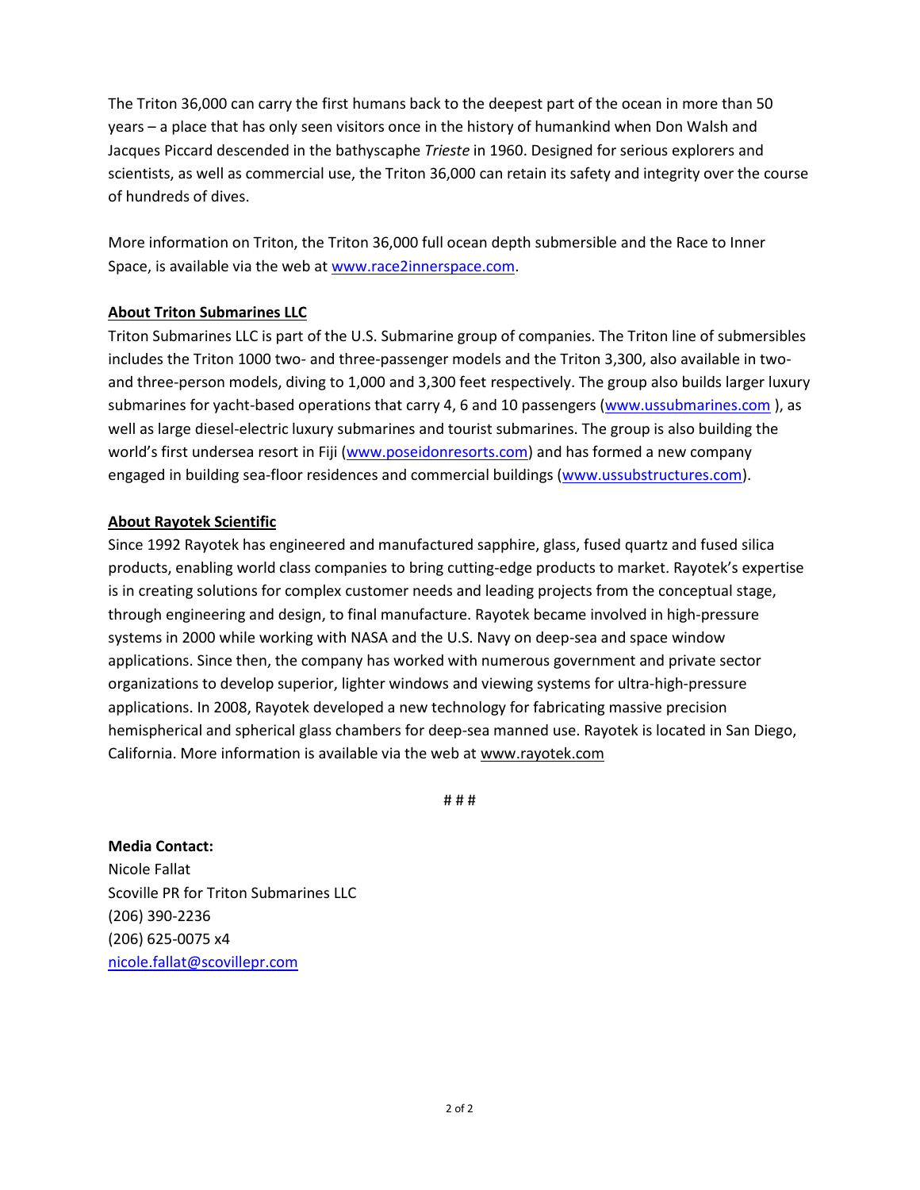The Triton 36,000 can carry the first humans back to the deepest part of the ocean in more than 50 years – a place that has only seen visitors once in the history of humankind when Don Walsh and Jacques Piccard descended in the bathyscaphe *Trieste* in 1960. Designed for serious explorers and scientists, as well as commercial use, the Triton 36,000 can retain its safety and integrity over the course of hundreds of dives.

More information on Triton, the Triton 36,000 full ocean depth submersible and the Race to Inner Space, is available via the web at www.race2innerspace.com.

**About Triton Submarines LLC**

Triton Submarines LLC is part of the U.S. Submarine group of companies. The Triton line of submersibles includes the Triton 1000 two- and three-passenger models and the Triton 3,300, also available in two- and three-person models, diving to 1,000 and 3,300 feet respectively. The group also builds larger luxury submarines for yacht-based operations that carry 4, 6 and 10 passengers (www.ussubmarines.com ), as well as large diesel-electric luxury submarines and tourist submarines. The group is also building the world's first undersea resort in Fiji (www.poseidonresorts.com) and has formed a new company engaged in building sea-floor residences and commercial buildings (www.ussubstructures.com).

**About Rayotek Scientific**

Since 1992 Rayotek has engineered and manufactured sapphire, glass, fused quartz and fused silica products, enabling world class companies to bring cutting-edge products to market. Rayotek's expertise is in creating solutions for complex customer needs and leading projects from the conceptual stage, through engineering and design, to final manufacture. Rayotek became involved in high-pressure systems in 2000 while working with NASA and the U.S. Navy on deep-sea and space window applications. Since then, the company has worked with numerous government and private sector organizations to develop superior, lighter windows and viewing systems for ultra-high-pressure applications. In 2008, Rayotek developed a new technology for fabricating massive precision hemispherical and spherical glass chambers for deep-sea manned use. Rayotek is located in San Diego, California. More information is available via the web at www.rayotek.com

# # #

**Media Contact:**
Nicole Fallat
Scoville PR for Triton Submarines LLC
(206) 390-2236
(206) 625-0075 x4
nicole.fallat@scovillepr.com